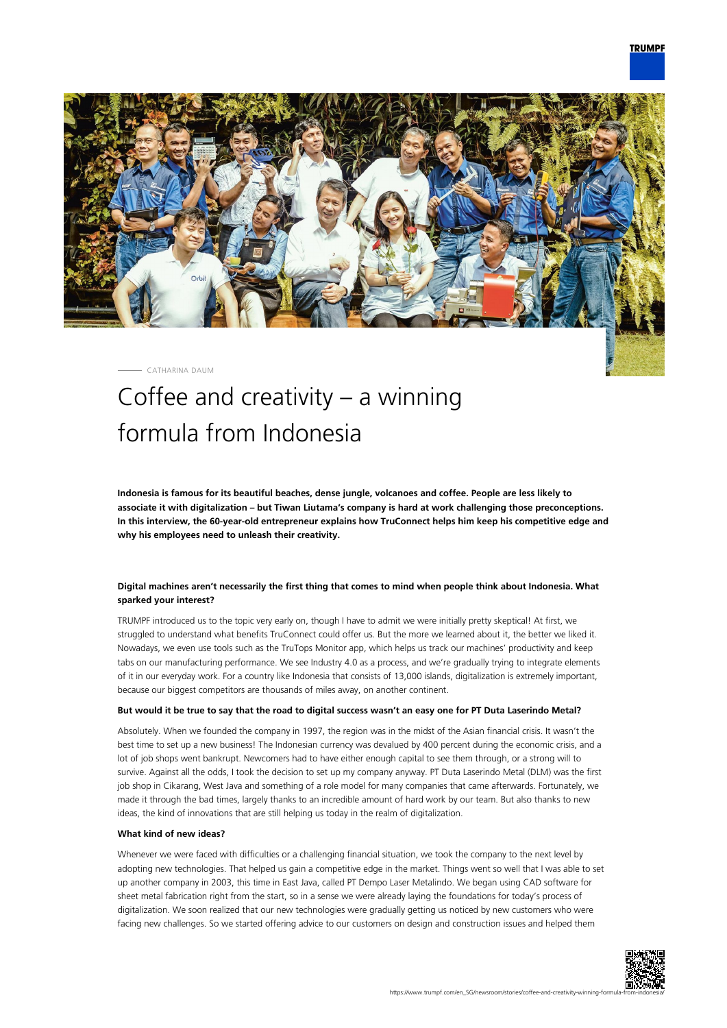CATHARINA DAUM

# Coffee and creativity – a winning formula from Indonesia

**Indonesia is famous for its beautiful beaches, dense jungle, volcanoes and coffee. People are less likely to associate it with digitalization – but Tiwan Liutama's company is hard at work challenging those preconceptions. In this interview, the 60-year-old entrepreneur explains how TruConnect helps him keep his competitive edge and why his employees need to unleash their creativity.**

**Digital machines aren't necessarily the first thing that comes to mind when people think about Indonesia. What sparked your interest?**

TRUMPF introduced us to the topic very early on, though I have to admit we were initially pretty skeptical! At first, we struggled to understand what benefits TruConnect could offer us. But the more we learned about it, the better we liked it. Nowadays, we even use tools such as the TruTops Monitor app, which helps us track our machines' productivity and keep tabs on our manufacturing performance. We see Industry 4.0 as a process, and we're gradually trying to integrate elements of it in our everyday work. For a country like Indonesia that consists of 13,000 islands, digitalization is extremely important, because our biggest competitors are thousands of miles away, on another continent.

**But would it be true to say that the road to digital success wasn't an easy one for PT Duta Laserindo Metal?**

Absolutely. When we founded the company in 1997, the region was in the midst of the Asian financial crisis. It wasn't the best time to set up a new business! The Indonesian currency was devalued by 400 percent during the economic crisis, and a lot of job shops went bankrupt. Newcomers had to have either enough capital to see them through, or a strong will to survive. Against all the odds, I took the decision to set up my company anyway. PT Duta Laserindo Metal (DLM) was the first job shop in Cikarang, West Java and something of a role model for many companies that came afterwards. Fortunately, we made it through the bad times, largely thanks to an incredible amount of hard work by our team. But also thanks to new ideas, the kind of innovations that are still helping us today in the realm of digitalization.

**What kind of new ideas?**

Whenever we were faced with difficulties or a challenging financial situation, we took the company to the next level by adopting new technologies. That helped us gain a competitive edge in the market. Things went so well that I was able to set up another company in 2003, this time in East Java, called PT Dempo Laser Metalindo. We began using CAD software for sheet metal fabrication right from the start, so in a sense we were already laying the foundations for today's process of digitalization. We soon realized that our new technologies were gradually getting us noticed by new customers who were facing new challenges. So we started offering advice to our customers on design and construction issues and helped them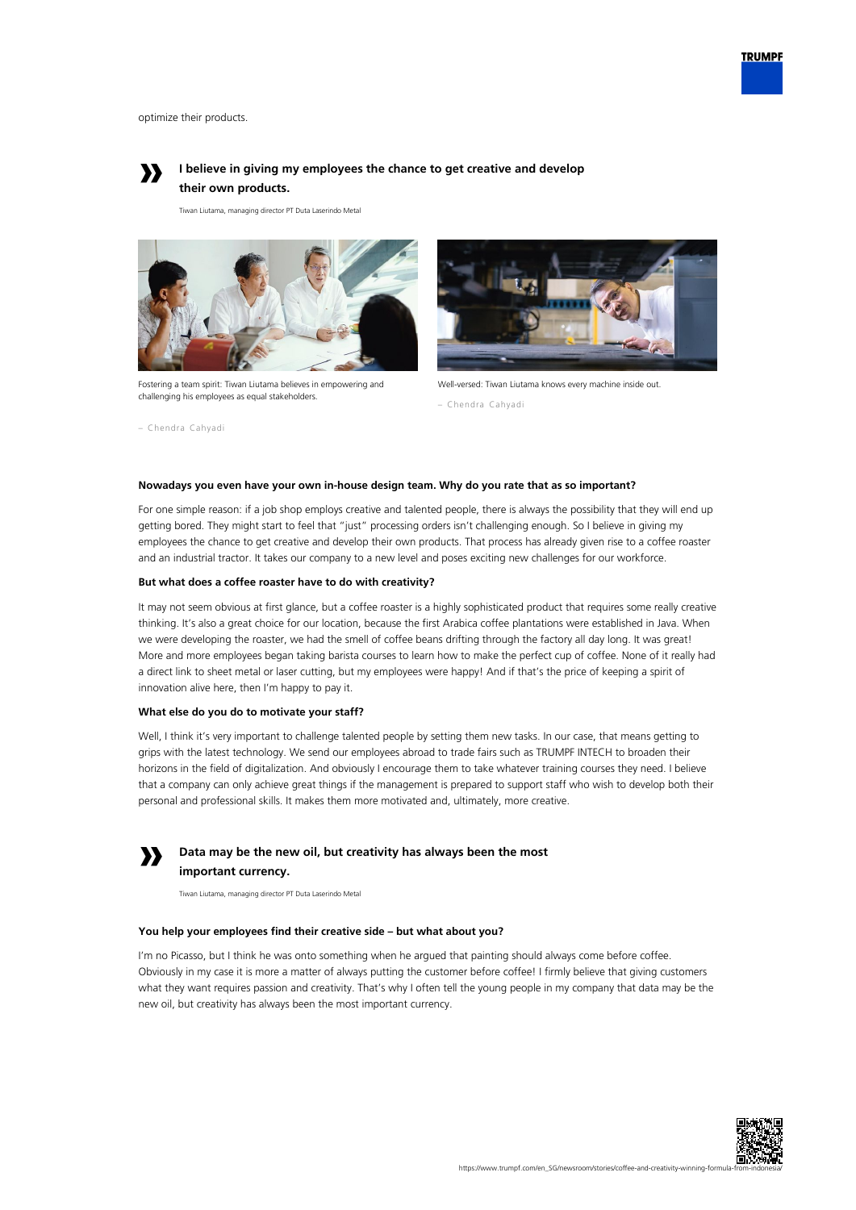optimize their products.

> **I believe in giving my employees the chance to get creative and develop their own products.**
>
> Tiwan Liutama, managing director PT Duta Laserindo Metal

Fostering a team spirit: Tiwan Liutama believes in empowering and challenging his employees as equal stakeholders.

– Chendra Cahyadi

Well-versed: Tiwan Liutama knows every machine inside out.

– Chendra Cahyadi

**Nowadays you even have your own in-house design team. Why do you rate that as so important?**

For one simple reason: if a job shop employs creative and talented people, there is always the possibility that they will end up getting bored. They might start to feel that "just" processing orders isn't challenging enough. So I believe in giving my employees the chance to get creative and develop their own products. That process has already given rise to a coffee roaster and an industrial tractor. It takes our company to a new level and poses exciting new challenges for our workforce.

**But what does a coffee roaster have to do with creativity?**

It may not seem obvious at first glance, but a coffee roaster is a highly sophisticated product that requires some really creative thinking. It's also a great choice for our location, because the first Arabica coffee plantations were established in Java. When we were developing the roaster, we had the smell of coffee beans drifting through the factory all day long. It was great! More and more employees began taking barista courses to learn how to make the perfect cup of coffee. None of it really had a direct link to sheet metal or laser cutting, but my employees were happy! And if that's the price of keeping a spirit of innovation alive here, then I'm happy to pay it.

**What else do you do to motivate your staff?**

Well, I think it's very important to challenge talented people by setting them new tasks. In our case, that means getting to grips with the latest technology. We send our employees abroad to trade fairs such as TRUMPF INTECH to broaden their horizons in the field of digitalization. And obviously I encourage them to take whatever training courses they need. I believe that a company can only achieve great things if the management is prepared to support staff who wish to develop both their personal and professional skills. It makes them more motivated and, ultimately, more creative.

> **Data may be the new oil, but creativity has always been the most important currency.**
>
> Tiwan Liutama, managing director PT Duta Laserindo Metal

**You help your employees find their creative side – but what about you?**

I'm no Picasso, but I think he was onto something when he argued that painting should always come before coffee. Obviously in my case it is more a matter of always putting the customer before coffee! I firmly believe that giving customers what they want requires passion and creativity. That's why I often tell the young people in my company that data may be the new oil, but creativity has always been the most important currency.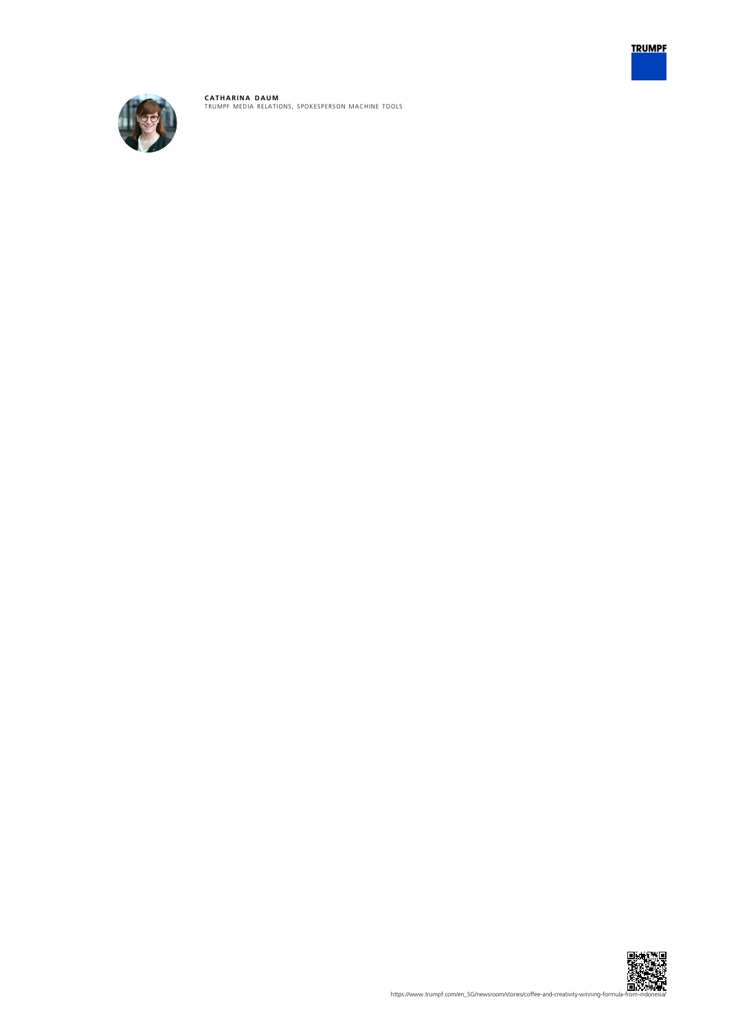**CATHARINA DAUM**
TRUMPF MEDIA RELATIONS, SPOKESPERSON MACHINE TOOLS